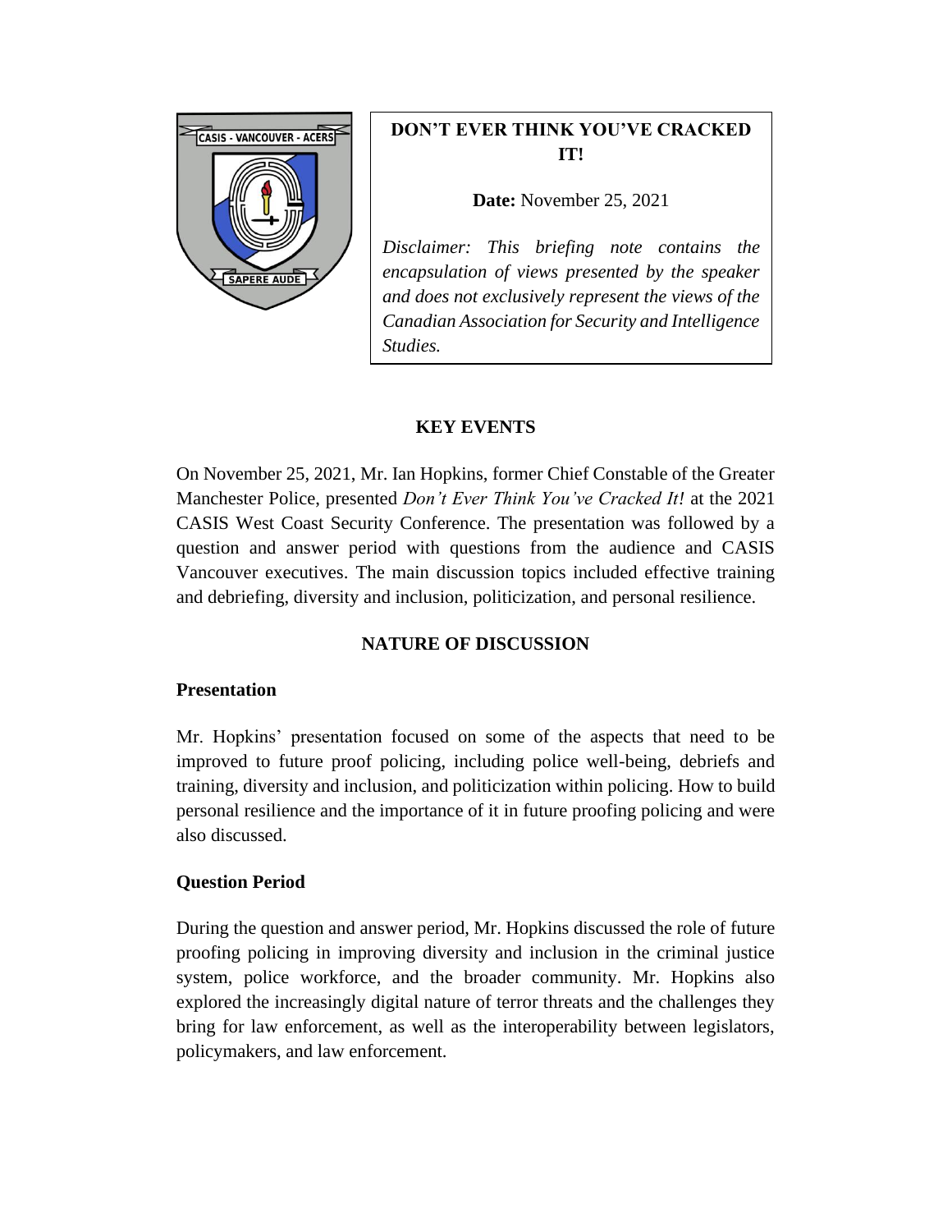# DON'T EVER THINK YOU'VE CRACKED IT!

**Date:** November 25, 2021

*Disclaimer: This briefing note contains the encapsulation of views presented by the speaker and does not exclusively represent the views of the Canadian Association for Security and Intelligence Studies.*

## KEY EVENTS

On November 25, 2021, Mr. Ian Hopkins, former Chief Constable of the Greater Manchester Police, presented *Don't Ever Think You've Cracked It!* at the 2021 CASIS West Coast Security Conference. The presentation was followed by a question and answer period with questions from the audience and CASIS Vancouver executives. The main discussion topics included effective training and debriefing, diversity and inclusion, politicization, and personal resilience.

## NATURE OF DISCUSSION

### Presentation

Mr. Hopkins' presentation focused on some of the aspects that need to be improved to future proof policing, including police well-being, debriefs and training, diversity and inclusion, and politicization within policing. How to build personal resilience and the importance of it in future proofing policing and were also discussed.

### Question Period

During the question and answer period, Mr. Hopkins discussed the role of future proofing policing in improving diversity and inclusion in the criminal justice system, police workforce, and the broader community. Mr. Hopkins also explored the increasingly digital nature of terror threats and the challenges they bring for law enforcement, as well as the interoperability between legislators, policymakers, and law enforcement.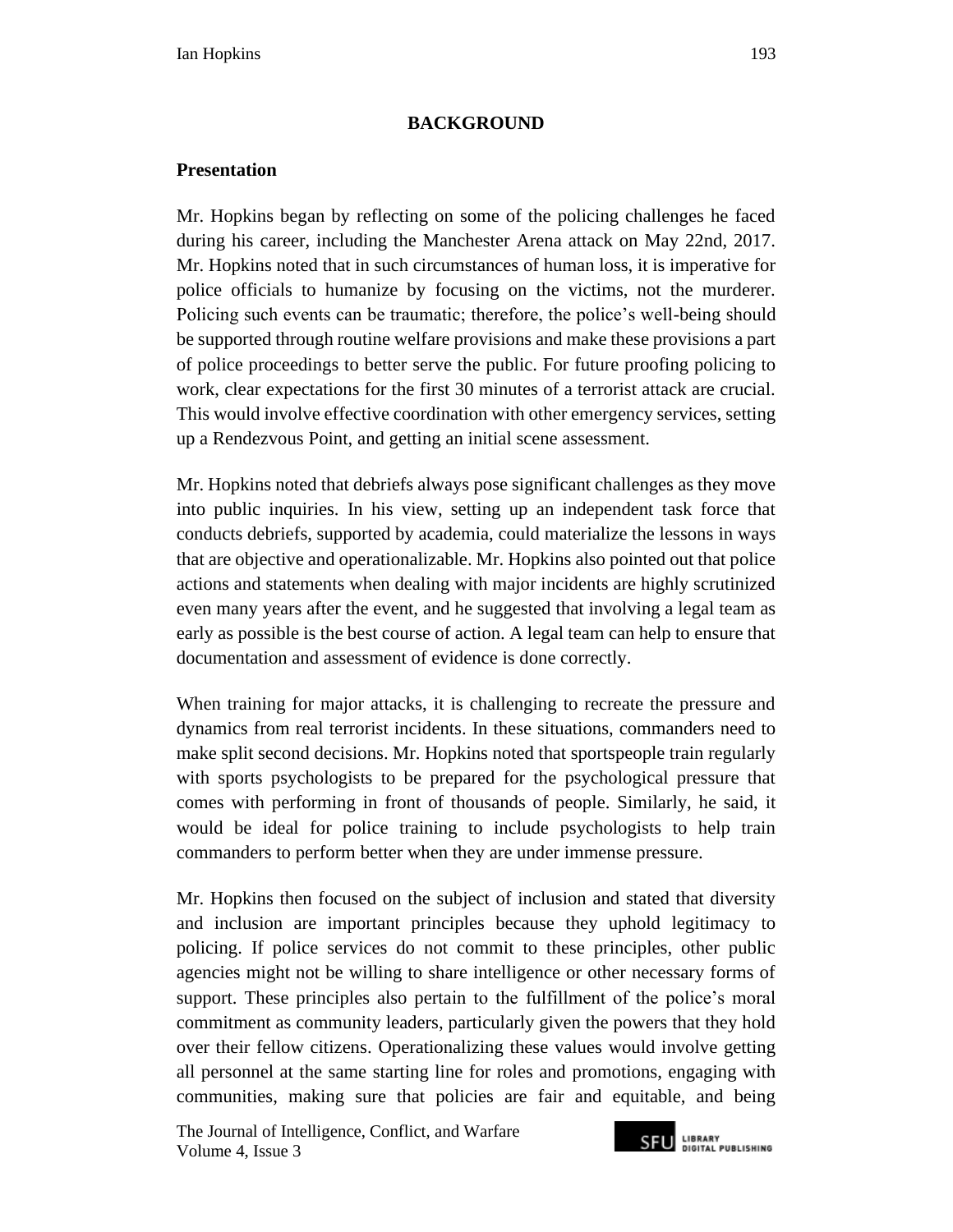## BACKGROUND

### Presentation

Mr. Hopkins began by reflecting on some of the policing challenges he faced during his career, including the Manchester Arena attack on May 22nd, 2017. Mr. Hopkins noted that in such circumstances of human loss, it is imperative for police officials to humanize by focusing on the victims, not the murderer. Policing such events can be traumatic; therefore, the police's well-being should be supported through routine welfare provisions and make these provisions a part of police proceedings to better serve the public. For future proofing policing to work, clear expectations for the first 30 minutes of a terrorist attack are crucial. This would involve effective coordination with other emergency services, setting up a Rendezvous Point, and getting an initial scene assessment.

Mr. Hopkins noted that debriefs always pose significant challenges as they move into public inquiries. In his view, setting up an independent task force that conducts debriefs, supported by academia, could materialize the lessons in ways that are objective and operationalizable. Mr. Hopkins also pointed out that police actions and statements when dealing with major incidents are highly scrutinized even many years after the event, and he suggested that involving a legal team as early as possible is the best course of action. A legal team can help to ensure that documentation and assessment of evidence is done correctly.

When training for major attacks, it is challenging to recreate the pressure and dynamics from real terrorist incidents. In these situations, commanders need to make split second decisions. Mr. Hopkins noted that sportspeople train regularly with sports psychologists to be prepared for the psychological pressure that comes with performing in front of thousands of people. Similarly, he said, it would be ideal for police training to include psychologists to help train commanders to perform better when they are under immense pressure.

Mr. Hopkins then focused on the subject of inclusion and stated that diversity and inclusion are important principles because they uphold legitimacy to policing. If police services do not commit to these principles, other public agencies might not be willing to share intelligence or other necessary forms of support. These principles also pertain to the fulfillment of the police's moral commitment as community leaders, particularly given the powers that they hold over their fellow citizens. Operationalizing these values would involve getting all personnel at the same starting line for roles and promotions, engaging with communities, making sure that policies are fair and equitable, and being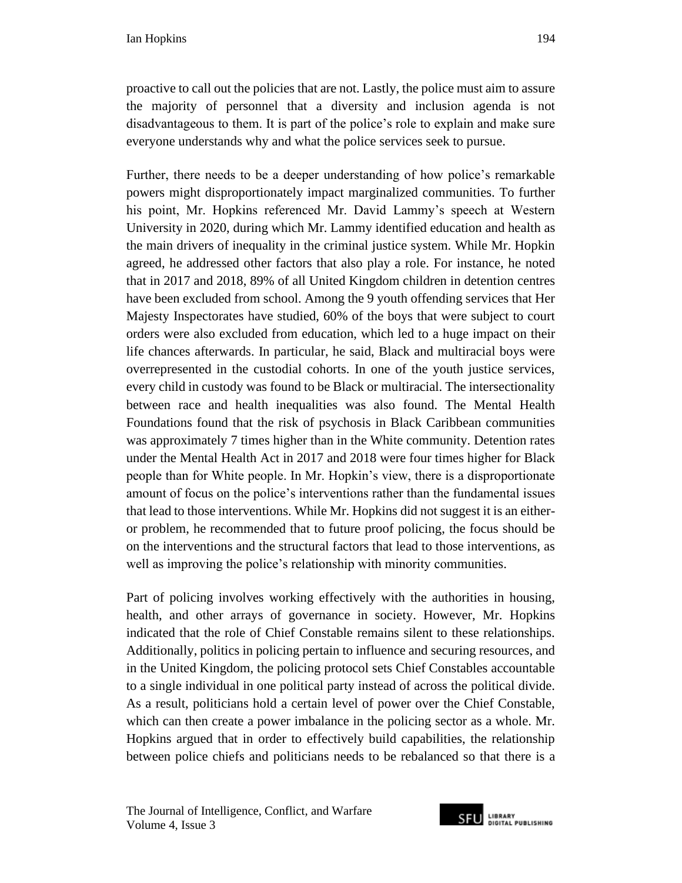proactive to call out the policies that are not. Lastly, the police must aim to assure the majority of personnel that a diversity and inclusion agenda is not disadvantageous to them. It is part of the police's role to explain and make sure everyone understands why and what the police services seek to pursue.

Further, there needs to be a deeper understanding of how police's remarkable powers might disproportionately impact marginalized communities. To further his point, Mr. Hopkins referenced Mr. David Lammy's speech at Western University in 2020, during which Mr. Lammy identified education and health as the main drivers of inequality in the criminal justice system. While Mr. Hopkin agreed, he addressed other factors that also play a role. For instance, he noted that in 2017 and 2018, 89% of all United Kingdom children in detention centres have been excluded from school. Among the 9 youth offending services that Her Majesty Inspectorates have studied, 60% of the boys that were subject to court orders were also excluded from education, which led to a huge impact on their life chances afterwards. In particular, he said, Black and multiracial boys were overrepresented in the custodial cohorts. In one of the youth justice services, every child in custody was found to be Black or multiracial. The intersectionality between race and health inequalities was also found. The Mental Health Foundations found that the risk of psychosis in Black Caribbean communities was approximately 7 times higher than in the White community. Detention rates under the Mental Health Act in 2017 and 2018 were four times higher for Black people than for White people. In Mr. Hopkin's view, there is a disproportionate amount of focus on the police's interventions rather than the fundamental issues that lead to those interventions. While Mr. Hopkins did not suggest it is an either-or problem, he recommended that to future proof policing, the focus should be on the interventions and the structural factors that lead to those interventions, as well as improving the police's relationship with minority communities.

Part of policing involves working effectively with the authorities in housing, health, and other arrays of governance in society. However, Mr. Hopkins indicated that the role of Chief Constable remains silent to these relationships. Additionally, politics in policing pertain to influence and securing resources, and in the United Kingdom, the policing protocol sets Chief Constables accountable to a single individual in one political party instead of across the political divide. As a result, politicians hold a certain level of power over the Chief Constable, which can then create a power imbalance in the policing sector as a whole. Mr. Hopkins argued that in order to effectively build capabilities, the relationship between police chiefs and politicians needs to be rebalanced so that there is a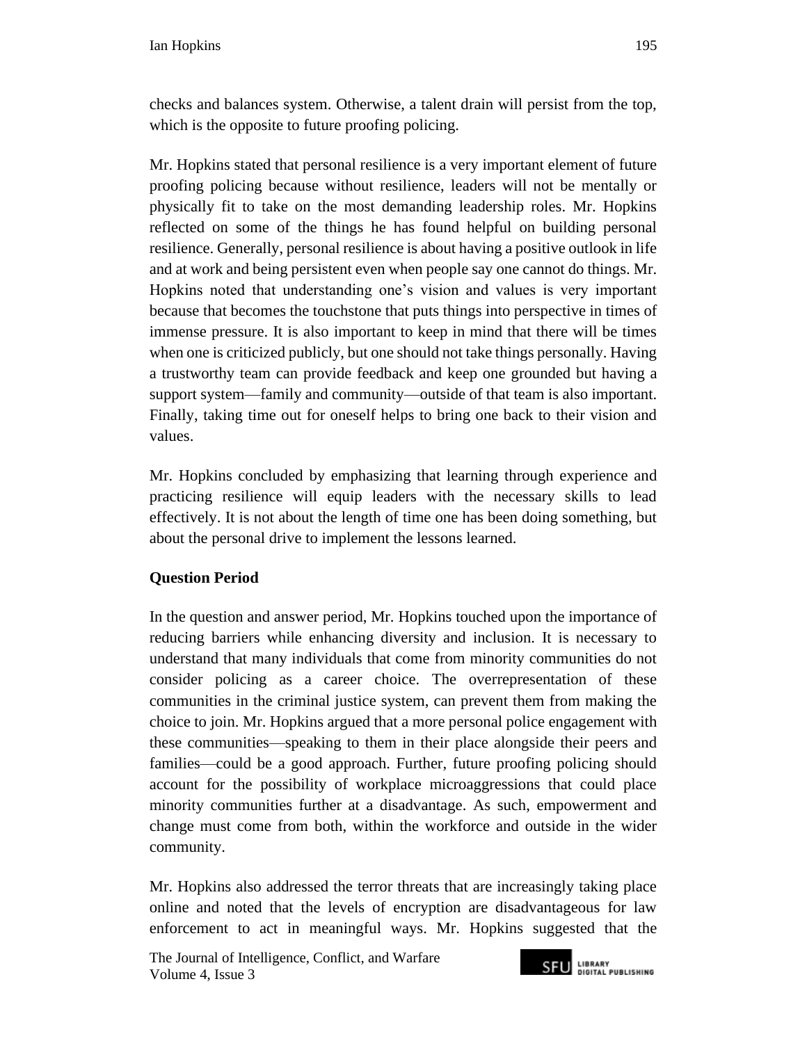checks and balances system. Otherwise, a talent drain will persist from the top, which is the opposite to future proofing policing.

Mr. Hopkins stated that personal resilience is a very important element of future proofing policing because without resilience, leaders will not be mentally or physically fit to take on the most demanding leadership roles. Mr. Hopkins reflected on some of the things he has found helpful on building personal resilience. Generally, personal resilience is about having a positive outlook in life and at work and being persistent even when people say one cannot do things. Mr. Hopkins noted that understanding one's vision and values is very important because that becomes the touchstone that puts things into perspective in times of immense pressure. It is also important to keep in mind that there will be times when one is criticized publicly, but one should not take things personally. Having a trustworthy team can provide feedback and keep one grounded but having a support system—family and community—outside of that team is also important. Finally, taking time out for oneself helps to bring one back to their vision and values.

Mr. Hopkins concluded by emphasizing that learning through experience and practicing resilience will equip leaders with the necessary skills to lead effectively. It is not about the length of time one has been doing something, but about the personal drive to implement the lessons learned.

**Question Period**

In the question and answer period, Mr. Hopkins touched upon the importance of reducing barriers while enhancing diversity and inclusion. It is necessary to understand that many individuals that come from minority communities do not consider policing as a career choice. The overrepresentation of these communities in the criminal justice system, can prevent them from making the choice to join. Mr. Hopkins argued that a more personal police engagement with these communities—speaking to them in their place alongside their peers and families—could be a good approach. Further, future proofing policing should account for the possibility of workplace microaggressions that could place minority communities further at a disadvantage. As such, empowerment and change must come from both, within the workforce and outside in the wider community.

Mr. Hopkins also addressed the terror threats that are increasingly taking place online and noted that the levels of encryption are disadvantageous for law enforcement to act in meaningful ways. Mr. Hopkins suggested that the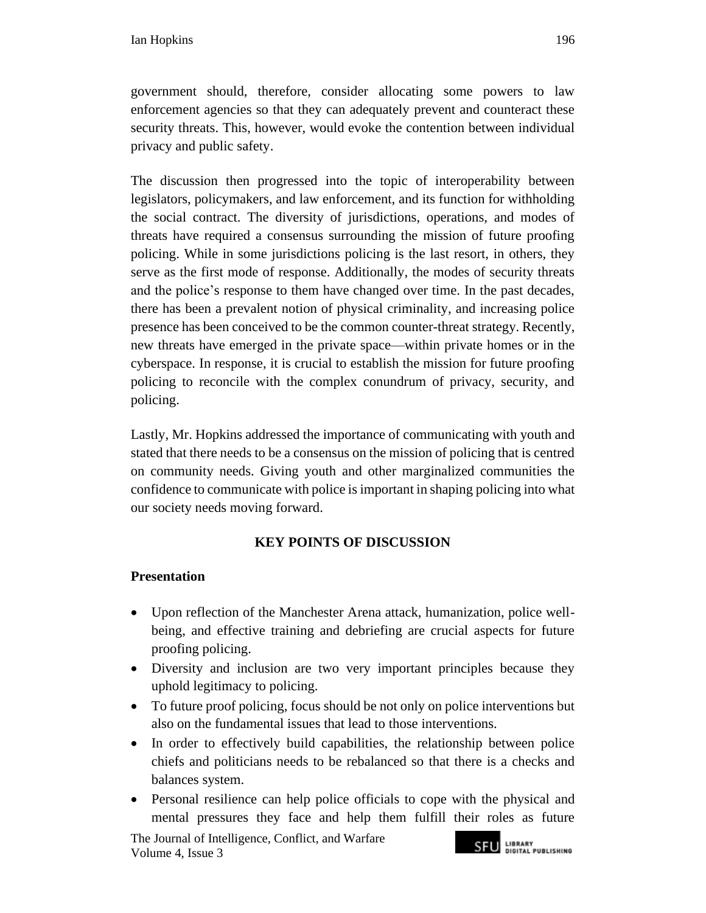government should, therefore, consider allocating some powers to law enforcement agencies so that they can adequately prevent and counteract these security threats. This, however, would evoke the contention between individual privacy and public safety.

The discussion then progressed into the topic of interoperability between legislators, policymakers, and law enforcement, and its function for withholding the social contract. The diversity of jurisdictions, operations, and modes of threats have required a consensus surrounding the mission of future proofing policing. While in some jurisdictions policing is the last resort, in others, they serve as the first mode of response. Additionally, the modes of security threats and the police's response to them have changed over time. In the past decades, there has been a prevalent notion of physical criminality, and increasing police presence has been conceived to be the common counter-threat strategy. Recently, new threats have emerged in the private space—within private homes or in the cyberspace. In response, it is crucial to establish the mission for future proofing policing to reconcile with the complex conundrum of privacy, security, and policing.

Lastly, Mr. Hopkins addressed the importance of communicating with youth and stated that there needs to be a consensus on the mission of policing that is centred on community needs. Giving youth and other marginalized communities the confidence to communicate with police is important in shaping policing into what our society needs moving forward.

## KEY POINTS OF DISCUSSION

### Presentation

- Upon reflection of the Manchester Arena attack, humanization, police well-being, and effective training and debriefing are crucial aspects for future proofing policing.
- Diversity and inclusion are two very important principles because they uphold legitimacy to policing.
- To future proof policing, focus should be not only on police interventions but also on the fundamental issues that lead to those interventions.
- In order to effectively build capabilities, the relationship between police chiefs and politicians needs to be rebalanced so that there is a checks and balances system.
- Personal resilience can help police officials to cope with the physical and mental pressures they face and help them fulfill their roles as future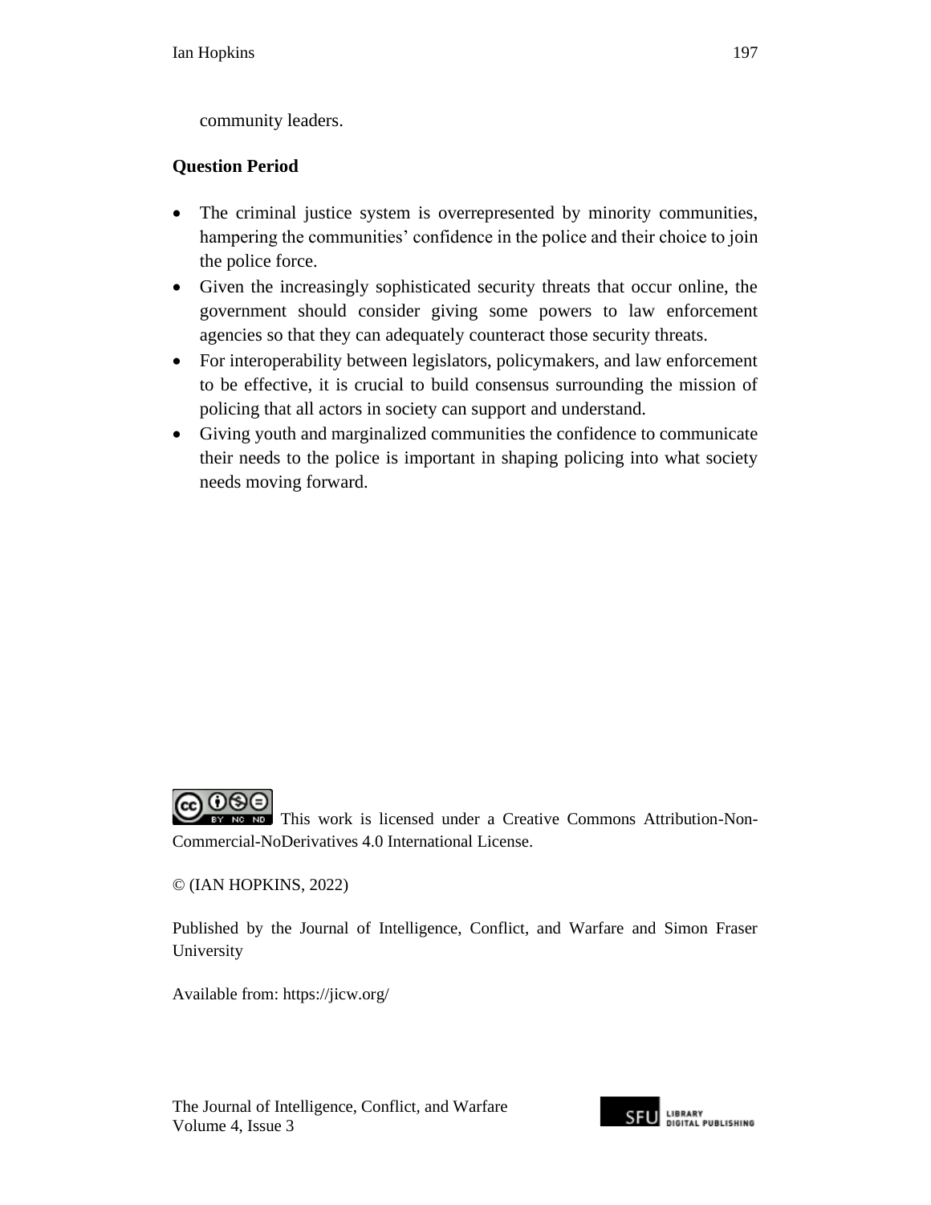community leaders.

**Question Period**

- The criminal justice system is overrepresented by minority communities, hampering the communities' confidence in the police and their choice to join the police force.
- Given the increasingly sophisticated security threats that occur online, the government should consider giving some powers to law enforcement agencies so that they can adequately counteract those security threats.
- For interoperability between legislators, policymakers, and law enforcement to be effective, it is crucial to build consensus surrounding the mission of policing that all actors in society can support and understand.
- Giving youth and marginalized communities the confidence to communicate their needs to the police is important in shaping policing into what society needs moving forward.

This work is licensed under a Creative Commons Attribution-Non-Commercial-NoDerivatives 4.0 International License.

© (IAN HOPKINS, 2022)

Published by the Journal of Intelligence, Conflict, and Warfare and Simon Fraser University

Available from: https://jicw.org/